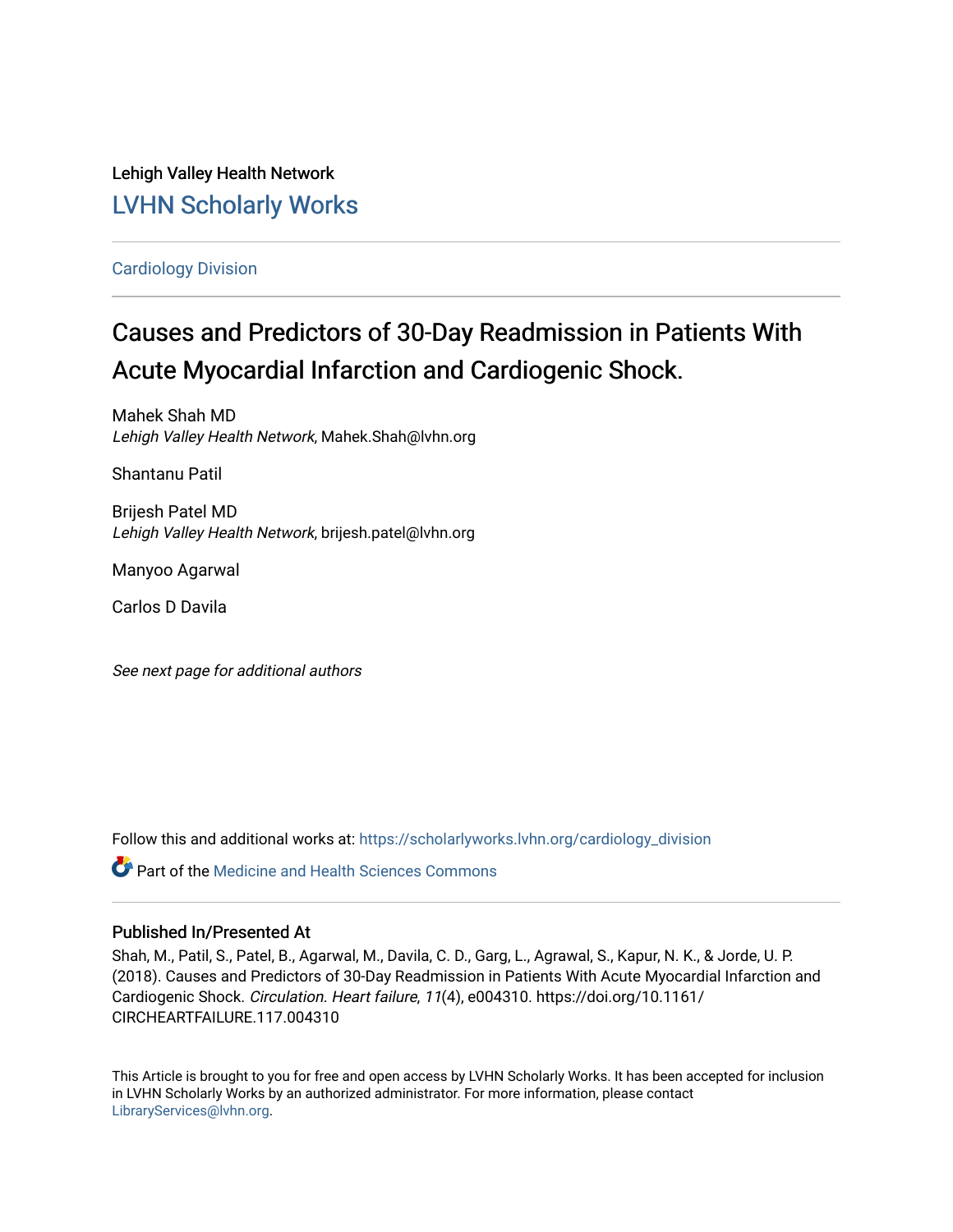Lehigh Valley Health Network

LVHN Scholarly Works

Cardiology Division

# Causes and Predictors of 30-Day Readmission in Patients With Acute Myocardial Infarction and Cardiogenic Shock.

Mahek Shah MD
*Lehigh Valley Health Network*, Mahek.Shah@lvhn.org

Shantanu Patil

Brijesh Patel MD
*Lehigh Valley Health Network*, brijesh.patel@lvhn.org

Manyoo Agarwal

Carlos D Davila

*See next page for additional authors*

Follow this and additional works at: https://scholarlyworks.lvhn.org/cardiology_division

Part of the Medicine and Health Sciences Commons

## Published In/Presented At

Shah, M., Patil, S., Patel, B., Agarwal, M., Davila, C. D., Garg, L., Agrawal, S., Kapur, N. K., & Jorde, U. P. (2018). Causes and Predictors of 30-Day Readmission in Patients With Acute Myocardial Infarction and Cardiogenic Shock. *Circulation. Heart failure*, *11*(4), e004310. https://doi.org/10.1161/CIRCHEARTFAILURE.117.004310

This Article is brought to you for free and open access by LVHN Scholarly Works. It has been accepted for inclusion in LVHN Scholarly Works by an authorized administrator. For more information, please contact LibraryServices@lvhn.org.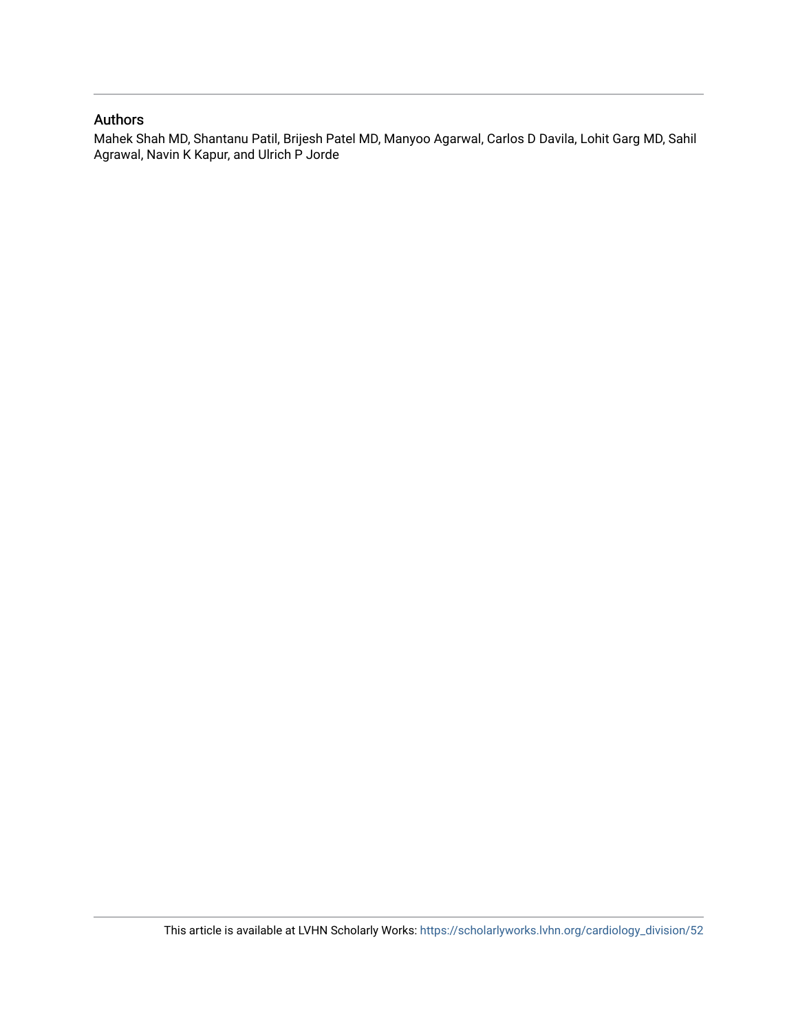## Authors

Mahek Shah MD, Shantanu Patil, Brijesh Patel MD, Manyoo Agarwal, Carlos D Davila, Lohit Garg MD, Sahil Agrawal, Navin K Kapur, and Ulrich P Jorde

This article is available at LVHN Scholarly Works: https://scholarlyworks.lvhn.org/cardiology_division/52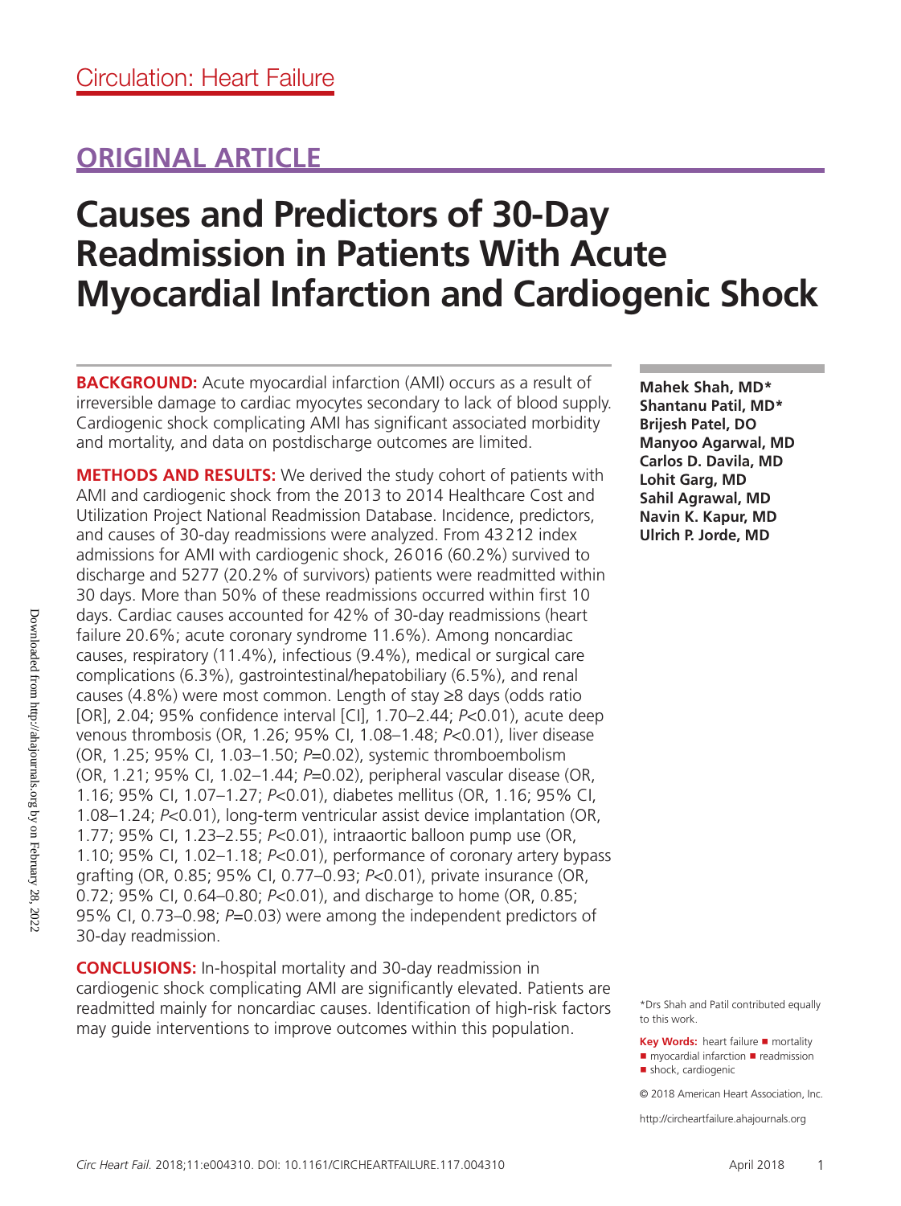# ORIGINAL ARTICLE

# Causes and Predictors of 30-Day Readmission in Patients With Acute Myocardial Infarction and Cardiogenic Shock

**Mahek Shah, MD***
**Shantanu Patil, MD***
**Brijesh Patel, DO**
**Manyoo Agarwal, MD**
**Carlos D. Davila, MD**
**Lohit Garg, MD**
**Sahil Agrawal, MD**
**Navin K. Kapur, MD**
**Ulrich P. Jorde, MD**

**BACKGROUND:** Acute myocardial infarction (AMI) occurs as a result of irreversible damage to cardiac myocytes secondary to lack of blood supply. Cardiogenic shock complicating AMI has significant associated morbidity and mortality, and data on postdischarge outcomes are limited.

**METHODS AND RESULTS:** We derived the study cohort of patients with AMI and cardiogenic shock from the 2013 to 2014 Healthcare Cost and Utilization Project National Readmission Database. Incidence, predictors, and causes of 30-day readmissions were analyzed. From 43 212 index admissions for AMI with cardiogenic shock, 26 016 (60.2%) survived to discharge and 5277 (20.2% of survivors) patients were readmitted within 30 days. More than 50% of these readmissions occurred within first 10 days. Cardiac causes accounted for 42% of 30-day readmissions (heart failure 20.6%; acute coronary syndrome 11.6%). Among noncardiac causes, respiratory (11.4%), infectious (9.4%), medical or surgical care complications (6.3%), gastrointestinal/hepatobiliary (6.5%), and renal causes (4.8%) were most common. Length of stay ≥8 days (odds ratio [OR], 2.04; 95% confidence interval [CI], 1.70–2.44; $P<0.01$), acute deep venous thrombosis (OR, 1.26; 95% CI, 1.08–1.48; $P<0.01$), liver disease (OR, 1.25; 95% CI, 1.03–1.50; $P=0.02$), systemic thromboembolism (OR, 1.21; 95% CI, 1.02–1.44; $P=0.02$), peripheral vascular disease (OR, 1.16; 95% CI, 1.07–1.27; $P<0.01$), diabetes mellitus (OR, 1.16; 95% CI, 1.08–1.24; $P<0.01$), long-term ventricular assist device implantation (OR, 1.77; 95% CI, 1.23–2.55; $P<0.01$), intraaortic balloon pump use (OR, 1.10; 95% CI, 1.02–1.18; $P<0.01$), performance of coronary artery bypass grafting (OR, 0.85; 95% CI, 0.77–0.93; $P<0.01$), private insurance (OR, 0.72; 95% CI, 0.64–0.80; $P<0.01$), and discharge to home (OR, 0.85; 95% CI, 0.73–0.98; $P=0.03$) were among the independent predictors of 30-day readmission.

**CONCLUSIONS:** In-hospital mortality and 30-day readmission in cardiogenic shock complicating AMI are significantly elevated. Patients are readmitted mainly for noncardiac causes. Identification of high-risk factors may guide interventions to improve outcomes within this population.

*Drs Shah and Patil contributed equally to this work.

**Key Words:** heart failure ■ mortality ■ myocardial infarction ■ readmission ■ shock, cardiogenic

© 2018 American Heart Association, Inc.

http://circheartfailure.ahajournals.org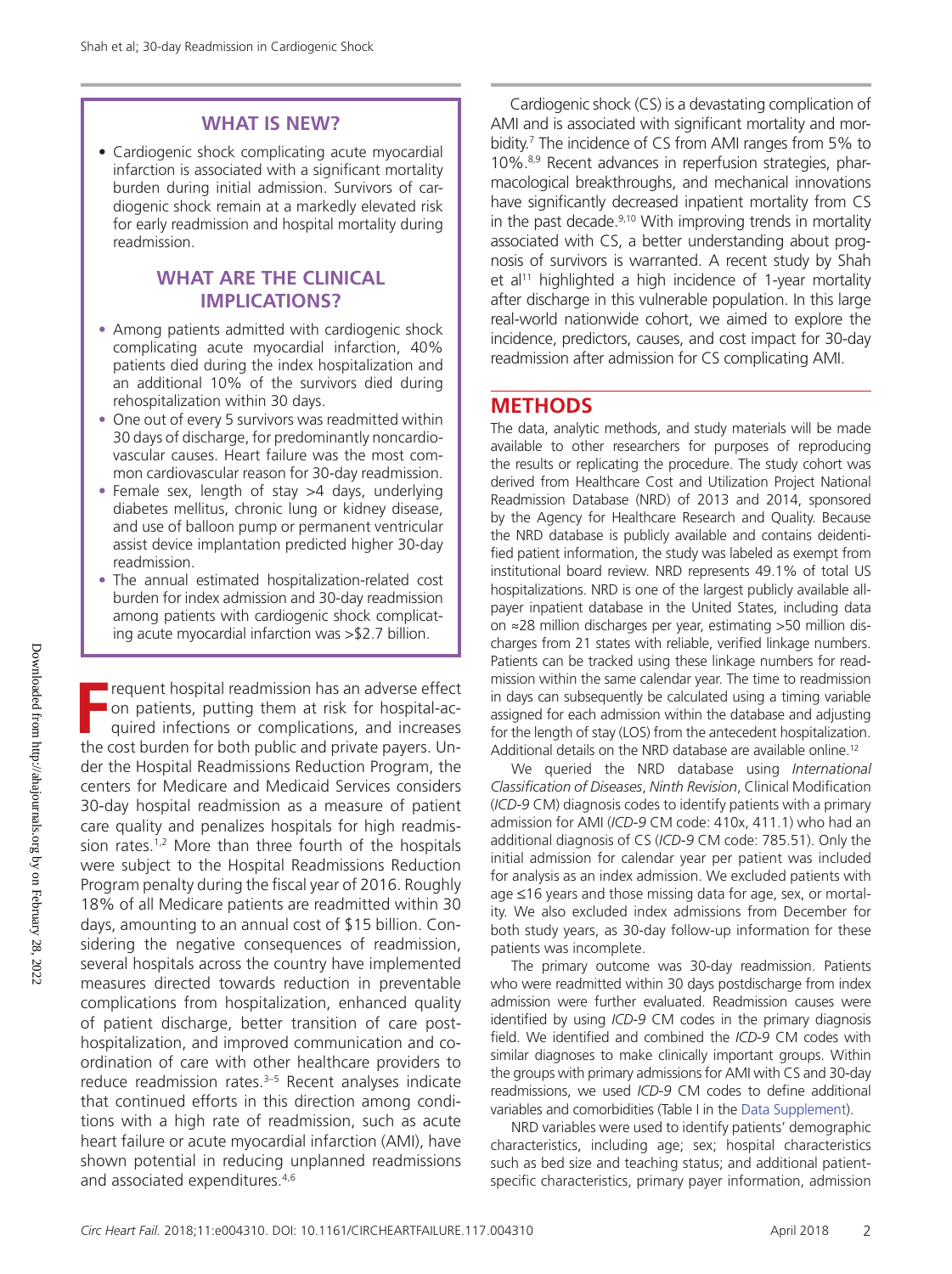## WHAT IS NEW?

- Cardiogenic shock complicating acute myocardial infarction is associated with a significant mortality burden during initial admission. Survivors of cardiogenic shock remain at a markedly elevated risk for early readmission and hospital mortality during readmission.

## WHAT ARE THE CLINICAL IMPLICATIONS?

- Among patients admitted with cardiogenic shock complicating acute myocardial infarction, 40% patients died during the index hospitalization and an additional 10% of the survivors died during rehospitalization within 30 days.
- One out of every 5 survivors was readmitted within 30 days of discharge, for predominantly noncardiovascular causes. Heart failure was the most common cardiovascular reason for 30-day readmission.
- Female sex, length of stay >4 days, underlying diabetes mellitus, chronic lung or kidney disease, and use of balloon pump or permanent ventricular assist device implantation predicted higher 30-day readmission.
- The annual estimated hospitalization-related cost burden for index admission and 30-day readmission among patients with cardiogenic shock complicating acute myocardial infarction was >$2.7 billion.

Frequent hospital readmission has an adverse effect on patients, putting them at risk for hospital-acquired infections or complications, and increases the cost burden for both public and private payers. Under the Hospital Readmissions Reduction Program, the centers for Medicare and Medicaid Services considers 30-day hospital readmission as a measure of patient care quality and penalizes hospitals for high readmission rates.[1,2] More than three fourth of the hospitals were subject to the Hospital Readmissions Reduction Program penalty during the fiscal year of 2016. Roughly 18% of all Medicare patients are readmitted within 30 days, amounting to an annual cost of $15 billion. Considering the negative consequences of readmission, several hospitals across the country have implemented measures directed towards reduction in preventable complications from hospitalization, enhanced quality of patient discharge, better transition of care posthospitalization, and improved communication and coordination of care with other healthcare providers to reduce readmission rates.[3–5] Recent analyses indicate that continued efforts in this direction among conditions with a high rate of readmission, such as acute heart failure or acute myocardial infarction (AMI), have shown potential in reducing unplanned readmissions and associated expenditures.[4,6]

Cardiogenic shock (CS) is a devastating complication of AMI and is associated with significant mortality and morbidity.[7] The incidence of CS from AMI ranges from 5% to 10%.[8,9] Recent advances in reperfusion strategies, pharmacological breakthroughs, and mechanical innovations have significantly decreased inpatient mortality from CS in the past decade.[9,10] With improving trends in mortality associated with CS, a better understanding about prognosis of survivors is warranted. A recent study by Shah et al[11] highlighted a high incidence of 1-year mortality after discharge in this vulnerable population. In this large real-world nationwide cohort, we aimed to explore the incidence, predictors, causes, and cost impact for 30-day readmission after admission for CS complicating AMI.

## METHODS

The data, analytic methods, and study materials will be made available to other researchers for purposes of reproducing the results or replicating the procedure. The study cohort was derived from Healthcare Cost and Utilization Project National Readmission Database (NRD) of 2013 and 2014, sponsored by the Agency for Healthcare Research and Quality. Because the NRD database is publicly available and contains deidentified patient information, the study was labeled as exempt from institutional board review. NRD represents 49.1% of total US hospitalizations. NRD is one of the largest publicly available all-payer inpatient database in the United States, including data on ≈28 million discharges per year, estimating >50 million discharges from 21 states with reliable, verified linkage numbers. Patients can be tracked using these linkage numbers for readmission within the same calendar year. The time to readmission in days can subsequently be calculated using a timing variable assigned for each admission within the database and adjusting for the length of stay (LOS) from the antecedent hospitalization. Additional details on the NRD database are available online.[12]

We queried the NRD database using *International Classification of Diseases*, *Ninth Revision*, Clinical Modification (*ICD-9* CM) diagnosis codes to identify patients with a primary admission for AMI (*ICD-9* CM code: 410x, 411.1) who had an additional diagnosis of CS (*ICD-9* CM code: 785.51). Only the initial admission for calendar year per patient was included for analysis as an index admission. We excluded patients with age ≤16 years and those missing data for age, sex, or mortality. We also excluded index admissions from December for both study years, as 30-day follow-up information for these patients was incomplete.

The primary outcome was 30-day readmission. Patients who were readmitted within 30 days postdischarge from index admission were further evaluated. Readmission causes were identified by using *ICD-9* CM codes in the primary diagnosis field. We identified and combined the *ICD-9* CM codes with similar diagnoses to make clinically important groups. Within the groups with primary admissions for AMI with CS and 30-day readmissions, we used *ICD-9* CM codes to define additional variables and comorbidities (Table I in the Data Supplement).

NRD variables were used to identify patients' demographic characteristics, including age; sex; hospital characteristics such as bed size and teaching status; and additional patient-specific characteristics, primary payer information, admission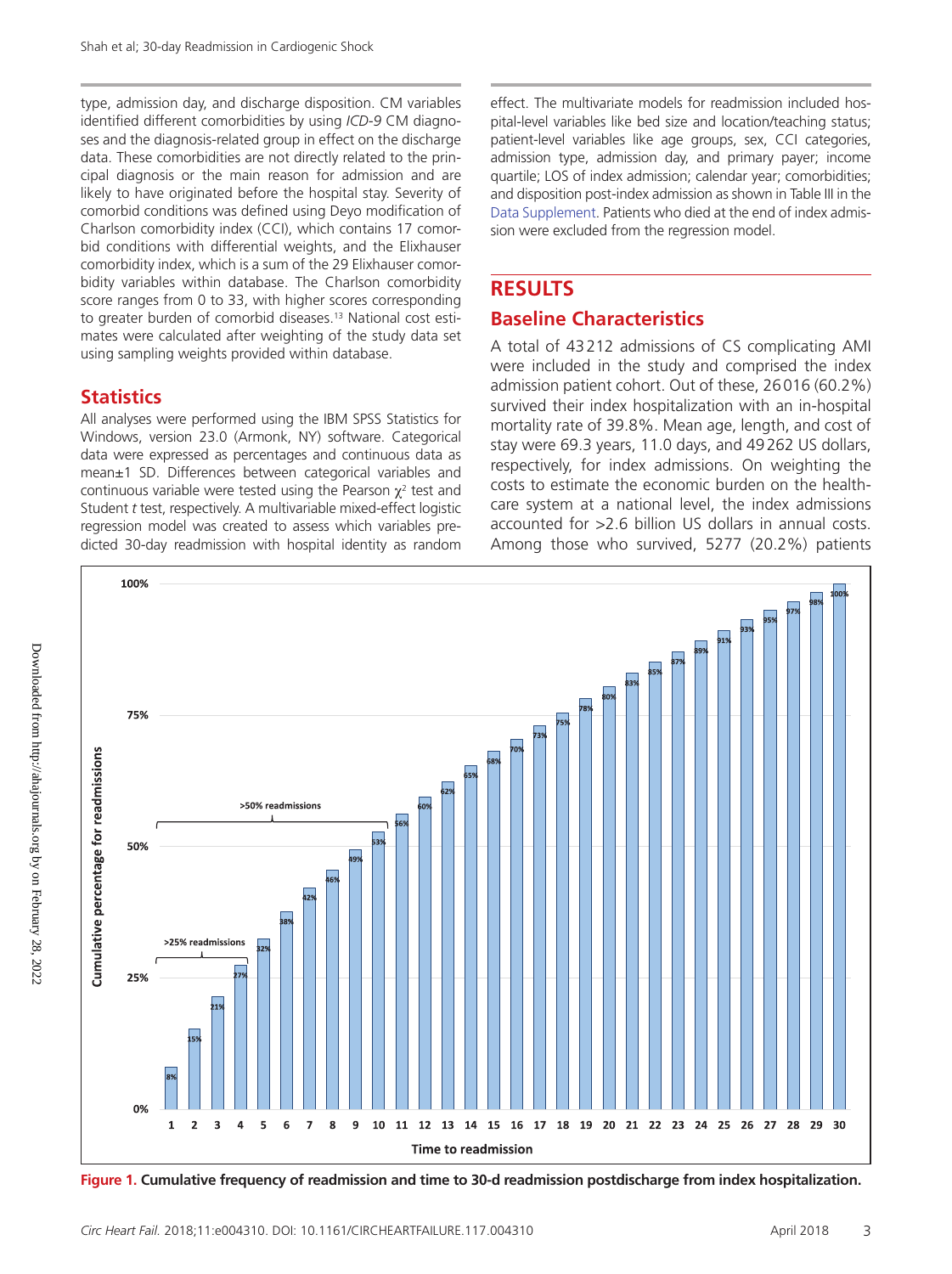type, admission day, and discharge disposition. CM variables identified different comorbidities by using *ICD-9* CM diagnoses and the diagnosis-related group in effect on the discharge data. These comorbidities are not directly related to the principal diagnosis or the main reason for admission and are likely to have originated before the hospital stay. Severity of comorbid conditions was defined using Deyo modification of Charlson comorbidity index (CCI), which contains 17 comorbid conditions with differential weights, and the Elixhauser comorbidity index, which is a sum of the 29 Elixhauser comorbidity variables within database. The Charlson comorbidity score ranges from 0 to 33, with higher scores corresponding to greater burden of comorbid diseases.[13] National cost estimates were calculated after weighting of the study data set using sampling weights provided within database.

## Statistics

All analyses were performed using the IBM SPSS Statistics for Windows, version 23.0 (Armonk, NY) software. Categorical data were expressed as percentages and continuous data as mean±1 SD. Differences between categorical variables and continuous variable were tested using the Pearson $\chi^2$ test and Student *t* test, respectively. A multivariable mixed-effect logistic regression model was created to assess which variables predicted 30-day readmission with hospital identity as random effect. The multivariate models for readmission included hospital-level variables like bed size and location/teaching status; patient-level variables like age groups, sex, CCI categories, admission type, admission day, and primary payer; income quartile; LOS of index admission; calendar year; comorbidities; and disposition post-index admission as shown in Table III in the Data Supplement. Patients who died at the end of index admission were excluded from the regression model.

# RESULTS

## Baseline Characteristics

A total of 43 212 admissions of CS complicating AMI were included in the study and comprised the index admission patient cohort. Out of these, 26 016 (60.2%) survived their index hospitalization with an in-hospital mortality rate of 39.8%. Mean age, length, and cost of stay were 69.3 years, 11.0 days, and 49 262 US dollars, respectively, for index admissions. On weighting the costs to estimate the economic burden on the healthcare system at a national level, the index admissions accounted for >2.6 billion US dollars in annual costs. Among those who survived, 5277 (20.2%) patients

**Figure 1. Cumulative frequency of readmission and time to 30-d readmission postdischarge from index hospitalization.**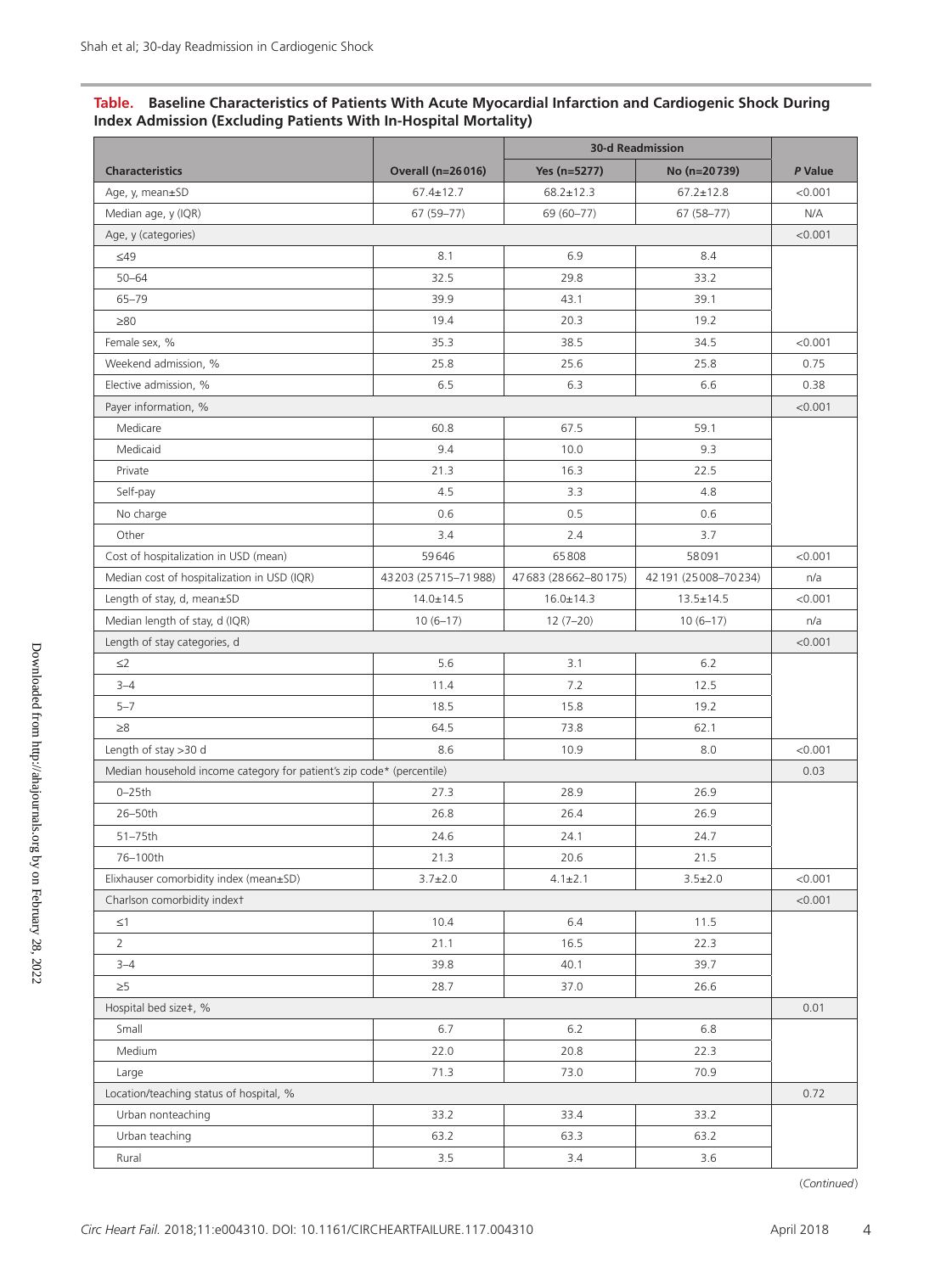**Table. Baseline Characteristics of Patients With Acute Myocardial Infarction and Cardiogenic Shock During Index Admission (Excluding Patients With In-Hospital Mortality)**

| Characteristics | Overall (n=26016) | 30-d Readmission | | *P* Value |
|---|---|---|---|---|
| | | Yes (n=5277) | No (n=20739) | |
| Age, y, mean±SD | 67.4±12.7 | 68.2±12.3 | 67.2±12.8 | <0.001 |
| Median age, y (IQR) | 67 (59–77) | 69 (60–77) | 67 (58–77) | N/A |
| Age, y (categories) | | | | <0.001 |
| ≤49 | 8.1 | 6.9 | 8.4 | |
| 50–64 | 32.5 | 29.8 | 33.2 | |
| 65–79 | 39.9 | 43.1 | 39.1 | |
| ≥80 | 19.4 | 20.3 | 19.2 | |
| Female sex, % | 35.3 | 38.5 | 34.5 | <0.001 |
| Weekend admission, % | 25.8 | 25.6 | 25.8 | 0.75 |
| Elective admission, % | 6.5 | 6.3 | 6.6 | 0.38 |
| Payer information, % | | | | <0.001 |
| Medicare | 60.8 | 67.5 | 59.1 | |
| Medicaid | 9.4 | 10.0 | 9.3 | |
| Private | 21.3 | 16.3 | 22.5 | |
| Self-pay | 4.5 | 3.3 | 4.8 | |
| No charge | 0.6 | 0.5 | 0.6 | |
| Other | 3.4 | 2.4 | 3.7 | |
| Cost of hospitalization in USD (mean) | 59646 | 65808 | 58091 | <0.001 |
| Median cost of hospitalization in USD (IQR) | 43203 (25715–71988) | 47683 (28662–80175) | 42191 (25008–70234) | n/a |
| Length of stay, d, mean±SD | 14.0±14.5 | 16.0±14.3 | 13.5±14.5 | <0.001 |
| Median length of stay, d (IQR) | 10 (6–17) | 12 (7–20) | 10 (6–17) | n/a |
| Length of stay categories, d | | | | <0.001 |
| ≤2 | 5.6 | 3.1 | 6.2 | |
| 3–4 | 11.4 | 7.2 | 12.5 | |
| 5–7 | 18.5 | 15.8 | 19.2 | |
| ≥8 | 64.5 | 73.8 | 62.1 | |
| Length of stay >30 d | 8.6 | 10.9 | 8.0 | <0.001 |
| Median household income category for patient's zip code* (percentile) | | | | 0.03 |
| 0–25th | 27.3 | 28.9 | 26.9 | |
| 26–50th | 26.8 | 26.4 | 26.9 | |
| 51–75th | 24.6 | 24.1 | 24.7 | |
| 76–100th | 21.3 | 20.6 | 21.5 | |
| Elixhauser comorbidity index (mean±SD) | 3.7±2.0 | 4.1±2.1 | 3.5±2.0 | <0.001 |
| Charlson comorbidity index† | | | | <0.001 |
| ≤1 | 10.4 | 6.4 | 11.5 | |
| 2 | 21.1 | 16.5 | 22.3 | |
| 3–4 | 39.8 | 40.1 | 39.7 | |
| ≥5 | 28.7 | 37.0 | 26.6 | |
| Hospital bed size‡, % | | | | 0.01 |
| Small | 6.7 | 6.2 | 6.8 | |
| Medium | 22.0 | 20.8 | 22.3 | |
| Large | 71.3 | 73.0 | 70.9 | |
| Location/teaching status of hospital, % | | | | 0.72 |
| Urban nonteaching | 33.2 | 33.4 | 33.2 | |
| Urban teaching | 63.2 | 63.3 | 63.2 | |
| Rural | 3.5 | 3.4 | 3.6 | |

(*Continued*)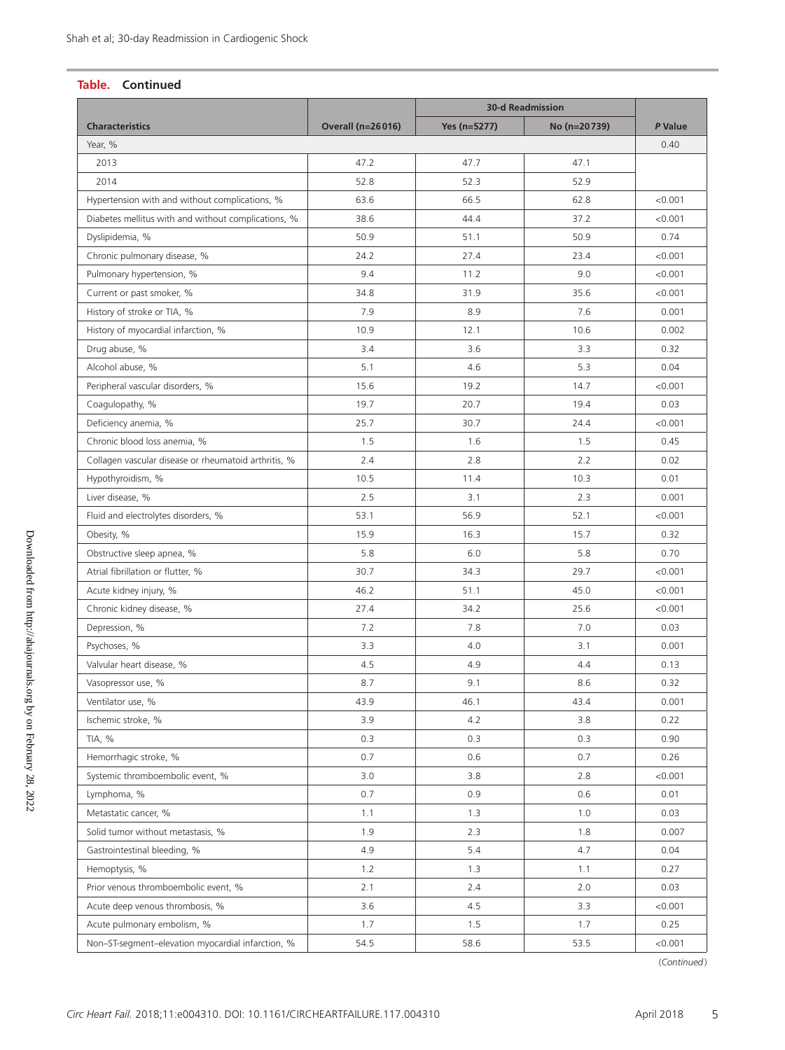**Table. Continued**

| Characteristics | Overall (n=26016) | 30-d Readmission | | P Value |
|---|---|---|---|---|
| | | Yes (n=5277) | No (n=20739) | |
| Year, % | | | | 0.40 |
| 2013 | 47.2 | 47.7 | 47.1 | |
| 2014 | 52.8 | 52.3 | 52.9 | |
| Hypertension with and without complications, % | 63.6 | 66.5 | 62.8 | <0.001 |
| Diabetes mellitus with and without complications, % | 38.6 | 44.4 | 37.2 | <0.001 |
| Dyslipidemia, % | 50.9 | 51.1 | 50.9 | 0.74 |
| Chronic pulmonary disease, % | 24.2 | 27.4 | 23.4 | <0.001 |
| Pulmonary hypertension, % | 9.4 | 11.2 | 9.0 | <0.001 |
| Current or past smoker, % | 34.8 | 31.9 | 35.6 | <0.001 |
| History of stroke or TIA, % | 7.9 | 8.9 | 7.6 | 0.001 |
| History of myocardial infarction, % | 10.9 | 12.1 | 10.6 | 0.002 |
| Drug abuse, % | 3.4 | 3.6 | 3.3 | 0.32 |
| Alcohol abuse, % | 5.1 | 4.6 | 5.3 | 0.04 |
| Peripheral vascular disorders, % | 15.6 | 19.2 | 14.7 | <0.001 |
| Coagulopathy, % | 19.7 | 20.7 | 19.4 | 0.03 |
| Deficiency anemia, % | 25.7 | 30.7 | 24.4 | <0.001 |
| Chronic blood loss anemia, % | 1.5 | 1.6 | 1.5 | 0.45 |
| Collagen vascular disease or rheumatoid arthritis, % | 2.4 | 2.8 | 2.2 | 0.02 |
| Hypothyroidism, % | 10.5 | 11.4 | 10.3 | 0.01 |
| Liver disease, % | 2.5 | 3.1 | 2.3 | 0.001 |
| Fluid and electrolytes disorders, % | 53.1 | 56.9 | 52.1 | <0.001 |
| Obesity, % | 15.9 | 16.3 | 15.7 | 0.32 |
| Obstructive sleep apnea, % | 5.8 | 6.0 | 5.8 | 0.70 |
| Atrial fibrillation or flutter, % | 30.7 | 34.3 | 29.7 | <0.001 |
| Acute kidney injury, % | 46.2 | 51.1 | 45.0 | <0.001 |
| Chronic kidney disease, % | 27.4 | 34.2 | 25.6 | <0.001 |
| Depression, % | 7.2 | 7.8 | 7.0 | 0.03 |
| Psychoses, % | 3.3 | 4.0 | 3.1 | 0.001 |
| Valvular heart disease, % | 4.5 | 4.9 | 4.4 | 0.13 |
| Vasopressor use, % | 8.7 | 9.1 | 8.6 | 0.32 |
| Ventilator use, % | 43.9 | 46.1 | 43.4 | 0.001 |
| Ischemic stroke, % | 3.9 | 4.2 | 3.8 | 0.22 |
| TIA, % | 0.3 | 0.3 | 0.3 | 0.90 |
| Hemorrhagic stroke, % | 0.7 | 0.6 | 0.7 | 0.26 |
| Systemic thromboembolic event, % | 3.0 | 3.8 | 2.8 | <0.001 |
| Lymphoma, % | 0.7 | 0.9 | 0.6 | 0.01 |
| Metastatic cancer, % | 1.1 | 1.3 | 1.0 | 0.03 |
| Solid tumor without metastasis, % | 1.9 | 2.3 | 1.8 | 0.007 |
| Gastrointestinal bleeding, % | 4.9 | 5.4 | 4.7 | 0.04 |
| Hemoptysis, % | 1.2 | 1.3 | 1.1 | 0.27 |
| Prior venous thromboembolic event, % | 2.1 | 2.4 | 2.0 | 0.03 |
| Acute deep venous thrombosis, % | 3.6 | 4.5 | 3.3 | <0.001 |
| Acute pulmonary embolism, % | 1.7 | 1.5 | 1.7 | 0.25 |
| Non–ST-segment–elevation myocardial infarction, % | 54.5 | 58.6 | 53.5 | <0.001 |

(*Continued*)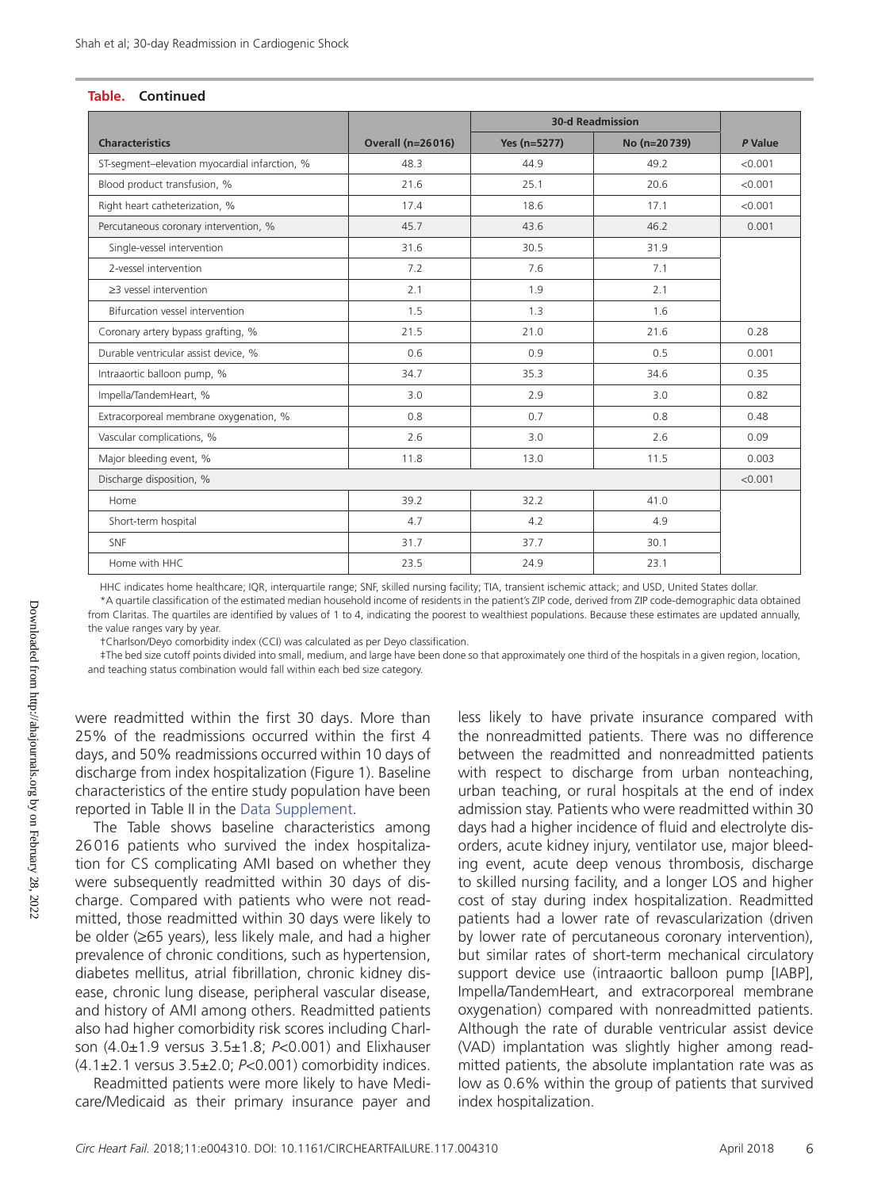**Table. Continued**

| Characteristics | Overall (n=26016) | 30-d Readmission | | *P* Value |
|---|---|---|---|---|
| | | Yes (n=5277) | No (n=20739) | |
| ST-segment–elevation myocardial infarction, % | 48.3 | 44.9 | 49.2 | <0.001 |
| Blood product transfusion, % | 21.6 | 25.1 | 20.6 | <0.001 |
| Right heart catheterization, % | 17.4 | 18.6 | 17.1 | <0.001 |
| Percutaneous coronary intervention, % | 45.7 | 43.6 | 46.2 | 0.001 |
| Single-vessel intervention | 31.6 | 30.5 | 31.9 | |
| 2-vessel intervention | 7.2 | 7.6 | 7.1 | |
| ≥3 vessel intervention | 2.1 | 1.9 | 2.1 | |
| Bifurcation vessel intervention | 1.5 | 1.3 | 1.6 | |
| Coronary artery bypass grafting, % | 21.5 | 21.0 | 21.6 | 0.28 |
| Durable ventricular assist device, % | 0.6 | 0.9 | 0.5 | 0.001 |
| Intraaortic balloon pump, % | 34.7 | 35.3 | 34.6 | 0.35 |
| Impella/TandemHeart, % | 3.0 | 2.9 | 3.0 | 0.82 |
| Extracorporeal membrane oxygenation, % | 0.8 | 0.7 | 0.8 | 0.48 |
| Vascular complications, % | 2.6 | 3.0 | 2.6 | 0.09 |
| Major bleeding event, % | 11.8 | 13.0 | 11.5 | 0.003 |
| Discharge disposition, % | | | | <0.001 |
| Home | 39.2 | 32.2 | 41.0 | |
| Short-term hospital | 4.7 | 4.2 | 4.9 | |
| SNF | 31.7 | 37.7 | 30.1 | |
| Home with HHC | 23.5 | 24.9 | 23.1 | |

HHC indicates home healthcare; IQR, interquartile range; SNF, skilled nursing facility; TIA, transient ischemic attack; and USD, United States dollar.

*A quartile classification of the estimated median household income of residents in the patient's ZIP code, derived from ZIP code-demographic data obtained from Claritas. The quartiles are identified by values of 1 to 4, indicating the poorest to wealthiest populations. Because these estimates are updated annually, the value ranges vary by year.

†Charlson/Deyo comorbidity index (CCI) was calculated as per Deyo classification.

‡The bed size cutoff points divided into small, medium, and large have been done so that approximately one third of the hospitals in a given region, location, and teaching status combination would fall within each bed size category.

were readmitted within the first 30 days. More than 25% of the readmissions occurred within the first 4 days, and 50% readmissions occurred within 10 days of discharge from index hospitalization (Figure 1). Baseline characteristics of the entire study population have been reported in Table II in the Data Supplement.

The Table shows baseline characteristics among 26016 patients who survived the index hospitalization for CS complicating AMI based on whether they were subsequently readmitted within 30 days of discharge. Compared with patients who were not readmitted, those readmitted within 30 days were likely to be older (≥65 years), less likely male, and had a higher prevalence of chronic conditions, such as hypertension, diabetes mellitus, atrial fibrillation, chronic kidney disease, chronic lung disease, peripheral vascular disease, and history of AMI among others. Readmitted patients also had higher comorbidity risk scores including Charlson (4.0±1.9 versus 3.5±1.8; *P*<0.001) and Elixhauser (4.1±2.1 versus 3.5±2.0; *P*<0.001) comorbidity indices.

Readmitted patients were more likely to have Medicare/Medicaid as their primary insurance payer and less likely to have private insurance compared with the nonreadmitted patients. There was no difference between the readmitted and nonreadmitted patients with respect to discharge from urban nonteaching, urban teaching, or rural hospitals at the end of index admission stay. Patients who were readmitted within 30 days had a higher incidence of fluid and electrolyte disorders, acute kidney injury, ventilator use, major bleeding event, acute deep venous thrombosis, discharge to skilled nursing facility, and a longer LOS and higher cost of stay during index hospitalization. Readmitted patients had a lower rate of revascularization (driven by lower rate of percutaneous coronary intervention), but similar rates of short-term mechanical circulatory support device use (intraaortic balloon pump [IABP], Impella/TandemHeart, and extracorporeal membrane oxygenation) compared with nonreadmitted patients. Although the rate of durable ventricular assist device (VAD) implantation was slightly higher among readmitted patients, the absolute implantation rate was as low as 0.6% within the group of patients that survived index hospitalization.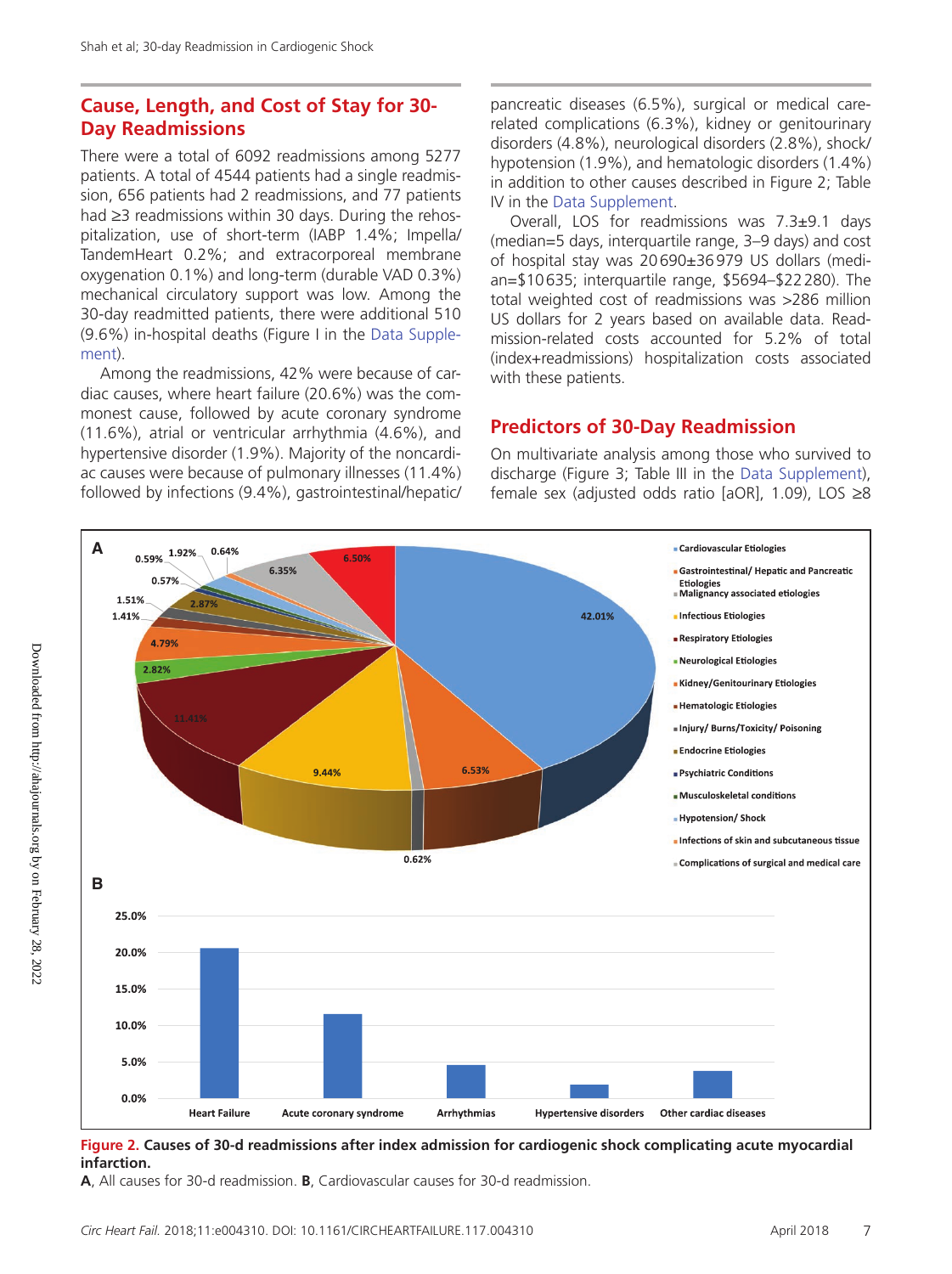## Cause, Length, and Cost of Stay for 30-Day Readmissions

There were a total of 6092 readmissions among 5277 patients. A total of 4544 patients had a single readmission, 656 patients had 2 readmissions, and 77 patients had ≥3 readmissions within 30 days. During the rehospitalization, use of short-term (IABP 1.4%; Impella/TandemHeart 0.2%; and extracorporeal membrane oxygenation 0.1%) and long-term (durable VAD 0.3%) mechanical circulatory support was low. Among the 30-day readmitted patients, there were additional 510 (9.6%) in-hospital deaths (Figure I in the Data Supplement).

Among the readmissions, 42% were because of cardiac causes, where heart failure (20.6%) was the commonest cause, followed by acute coronary syndrome (11.6%), atrial or ventricular arrhythmia (4.6%), and hypertensive disorder (1.9%). Majority of the noncardiac causes were because of pulmonary illnesses (11.4%) followed by infections (9.4%), gastrointestinal/hepatic/pancreatic diseases (6.5%), surgical or medical care-related complications (6.3%), kidney or genitourinary disorders (4.8%), neurological disorders (2.8%), shock/hypotension (1.9%), and hematologic disorders (1.4%) in addition to other causes described in Figure 2; Table IV in the Data Supplement.

Overall, LOS for readmissions was 7.3±9.1 days (median=5 days, interquartile range, 3–9 days) and cost of hospital stay was 20 690±36 979 US dollars (median=$10 635; interquartile range, $5694–$22 280). The total weighted cost of readmissions was >286 million US dollars for 2 years based on available data. Readmission-related costs accounted for 5.2% of total (index+readmissions) hospitalization costs associated with these patients.

## Predictors of 30-Day Readmission

On multivariate analysis among those who survived to discharge (Figure 3; Table III in the Data Supplement), female sex (adjusted odds ratio [aOR], 1.09), LOS ≥8

**Figure 2.** **Causes of 30-d readmissions after index admission for cardiogenic shock complicating acute myocardial infarction.**

**A**, All causes for 30-d readmission. **B**, Cardiovascular causes for 30-d readmission.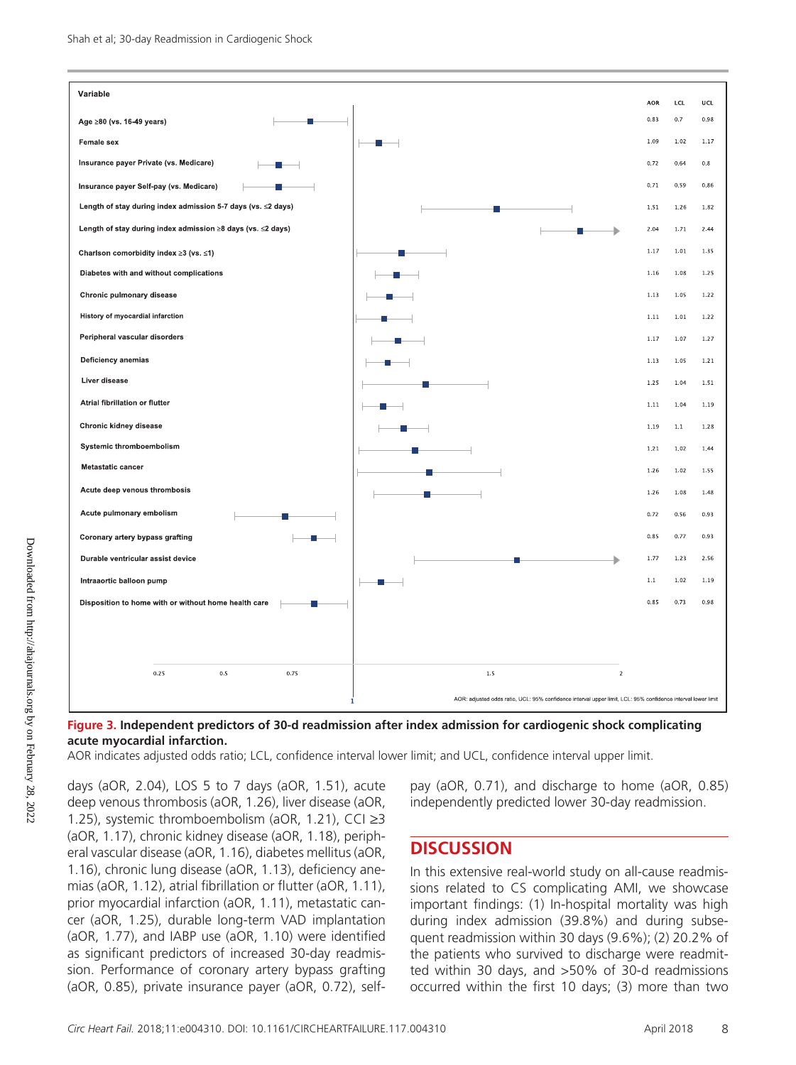| Variable | AOR | LCL | UCL |
|---|---|---|---|
| Age ≥80 (vs. 16-49 years) | 0.83 | 0.7 | 0.98 |
| Female sex | 1.09 | 1.02 | 1.17 |
| Insurance payer Private (vs. Medicare) | 0.72 | 0.64 | 0.8 |
| Insurance payer Self-pay (vs. Medicare) | 0.71 | 0.59 | 0.86 |
| Length of stay during index admission 5-7 days (vs. ≤2 days) | 1.51 | 1.26 | 1.82 |
| Length of stay during index admission ≥8 days (vs. ≤2 days) | 2.04 | 1.71 | 2.44 |
| Charlson comorbidity index ≥3 (vs. ≤1) | 1.17 | 1.01 | 1.35 |
| Diabetes with and without complications | 1.16 | 1.08 | 1.25 |
| Chronic pulmonary disease | 1.13 | 1.05 | 1.22 |
| History of myocardial infarction | 1.11 | 1.01 | 1.22 |
| Peripheral vascular disorders | 1.17 | 1.07 | 1.27 |
| Deficiency anemias | 1.13 | 1.05 | 1.21 |
| Liver disease | 1.25 | 1.04 | 1.51 |
| Atrial fibrillation or flutter | 1.11 | 1.04 | 1.19 |
| Chronic kidney disease | 1.19 | 1.1 | 1.28 |
| Systemic thromboembolism | 1.21 | 1.02 | 1.44 |
| Metastatic cancer | 1.26 | 1.02 | 1.55 |
| Acute deep venous thrombosis | 1.26 | 1.08 | 1.48 |
| Acute pulmonary embolism | 0.72 | 0.56 | 0.93 |
| Coronary artery bypass grafting | 0.85 | 0.77 | 0.93 |
| Durable ventricular assist device | 1.77 | 1.23 | 2.56 |
| Intraaortic balloon pump | 1.1 | 1.02 | 1.19 |
| Disposition to home with or without home health care | 0.85 | 0.73 | 0.98 |

AOR: adjusted odds ratio, UCL: 95% confidence interval upper limit, LCL: 95% confidence interval lower limit

**Figure 3. Independent predictors of 30-d readmission after index admission for cardiogenic shock complicating acute myocardial infarction.**
AOR indicates adjusted odds ratio; LCL, confidence interval lower limit; and UCL, confidence interval upper limit.

days (aOR, 2.04), LOS 5 to 7 days (aOR, 1.51), acute deep venous thrombosis (aOR, 1.26), liver disease (aOR, 1.25), systemic thromboembolism (aOR, 1.21), CCI ≥3 (aOR, 1.17), chronic kidney disease (aOR, 1.18), peripheral vascular disease (aOR, 1.16), diabetes mellitus (aOR, 1.16), chronic lung disease (aOR, 1.13), deficiency anemias (aOR, 1.12), atrial fibrillation or flutter (aOR, 1.11), prior myocardial infarction (aOR, 1.11), metastatic cancer (aOR, 1.25), durable long-term VAD implantation (aOR, 1.77), and IABP use (aOR, 1.10) were identified as significant predictors of increased 30-day readmission. Performance of coronary artery bypass grafting (aOR, 0.85), private insurance payer (aOR, 0.72), self-pay (aOR, 0.71), and discharge to home (aOR, 0.85) independently predicted lower 30-day readmission.

## DISCUSSION

In this extensive real-world study on all-cause readmissions related to CS complicating AMI, we showcase important findings: (1) In-hospital mortality was high during index admission (39.8%) and during subsequent readmission within 30 days (9.6%); (2) 20.2% of the patients who survived to discharge were readmitted within 30 days, and >50% of 30-d readmissions occurred within the first 10 days; (3) more than two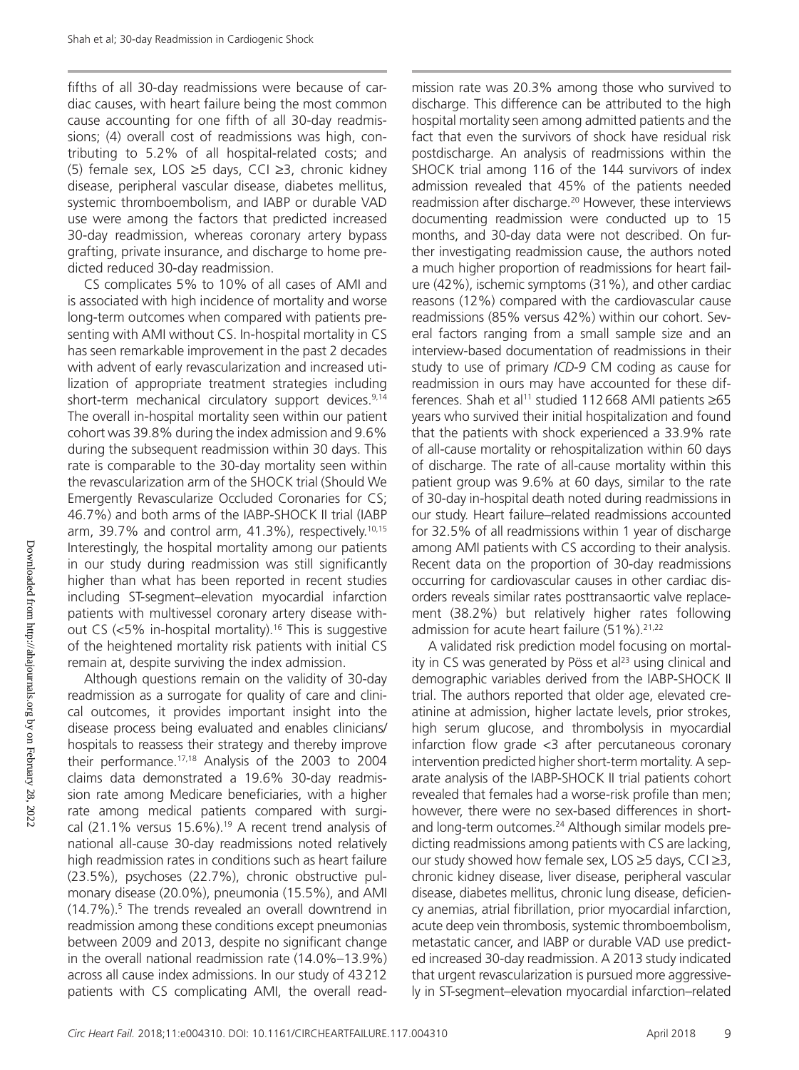fifths of all 30-day readmissions were because of cardiac causes, with heart failure being the most common cause accounting for one fifth of all 30-day readmissions; (4) overall cost of readmissions was high, contributing to 5.2% of all hospital-related costs; and (5) female sex, LOS ≥5 days, CCI ≥3, chronic kidney disease, peripheral vascular disease, diabetes mellitus, systemic thromboembolism, and IABP or durable VAD use were among the factors that predicted increased 30-day readmission, whereas coronary artery bypass grafting, private insurance, and discharge to home predicted reduced 30-day readmission.

CS complicates 5% to 10% of all cases of AMI and is associated with high incidence of mortality and worse long-term outcomes when compared with patients presenting with AMI without CS. In-hospital mortality in CS has seen remarkable improvement in the past 2 decades with advent of early revascularization and increased utilization of appropriate treatment strategies including short-term mechanical circulatory support devices.[9,14] The overall in-hospital mortality seen within our patient cohort was 39.8% during the index admission and 9.6% during the subsequent readmission within 30 days. This rate is comparable to the 30-day mortality seen within the revascularization arm of the SHOCK trial (Should We Emergently Revascularize Occluded Coronaries for CS; 46.7%) and both arms of the IABP-SHOCK II trial (IABP arm, 39.7% and control arm, 41.3%), respectively.[10,15] Interestingly, the hospital mortality among our patients in our study during readmission was still significantly higher than what has been reported in recent studies including ST-segment–elevation myocardial infarction patients with multivessel coronary artery disease without CS (<5% in-hospital mortality).[16] This is suggestive of the heightened mortality risk patients with initial CS remain at, despite surviving the index admission.

Although questions remain on the validity of 30-day readmission as a surrogate for quality of care and clinical outcomes, it provides important insight into the disease process being evaluated and enables clinicians/hospitals to reassess their strategy and thereby improve their performance.[17,18] Analysis of the 2003 to 2004 claims data demonstrated a 19.6% 30-day readmission rate among Medicare beneficiaries, with a higher rate among medical patients compared with surgical (21.1% versus 15.6%).[19] A recent trend analysis of national all-cause 30-day readmissions noted relatively high readmission rates in conditions such as heart failure (23.5%), psychoses (22.7%), chronic obstructive pulmonary disease (20.0%), pneumonia (15.5%), and AMI (14.7%).[5] The trends revealed an overall downtrend in readmission among these conditions except pneumonias between 2009 and 2013, despite no significant change in the overall national readmission rate (14.0%–13.9%) across all cause index admissions. In our study of 43 212 patients with CS complicating AMI, the overall readmission rate was 20.3% among those who survived to discharge. This difference can be attributed to the high hospital mortality seen among admitted patients and the fact that even the survivors of shock have residual risk postdischarge. An analysis of readmissions within the SHOCK trial among 116 of the 144 survivors of index admission revealed that 45% of the patients needed readmission after discharge.[20] However, these interviews documenting readmission were conducted up to 15 months, and 30-day data were not described. On further investigating readmission cause, the authors noted a much higher proportion of readmissions for heart failure (42%), ischemic symptoms (31%), and other cardiac reasons (12%) compared with the cardiovascular cause readmissions (85% versus 42%) within our cohort. Several factors ranging from a small sample size and an interview-based documentation of readmissions in their study to use of primary *ICD-9* CM coding as cause for readmission in ours may have accounted for these differences. Shah et al[11] studied 112 668 AMI patients ≥65 years who survived their initial hospitalization and found that the patients with shock experienced a 33.9% rate of all-cause mortality or rehospitalization within 60 days of discharge. The rate of all-cause mortality within this patient group was 9.6% at 60 days, similar to the rate of 30-day in-hospital death noted during readmissions in our study. Heart failure–related readmissions accounted for 32.5% of all readmissions within 1 year of discharge among AMI patients with CS according to their analysis. Recent data on the proportion of 30-day readmissions occurring for cardiovascular causes in other cardiac disorders reveals similar rates posttransaortic valve replacement (38.2%) but relatively higher rates following admission for acute heart failure (51%).[21,22]

A validated risk prediction model focusing on mortality in CS was generated by Pöss et al[23] using clinical and demographic variables derived from the IABP-SHOCK II trial. The authors reported that older age, elevated creatinine at admission, higher lactate levels, prior strokes, high serum glucose, and thrombolysis in myocardial infarction flow grade <3 after percutaneous coronary intervention predicted higher short-term mortality. A separate analysis of the IABP-SHOCK II trial patients cohort revealed that females had a worse-risk profile than men; however, there were no sex-based differences in short- and long-term outcomes.[24] Although similar models predicting readmissions among patients with CS are lacking, our study showed how female sex, LOS ≥5 days, CCI ≥3, chronic kidney disease, liver disease, peripheral vascular disease, diabetes mellitus, chronic lung disease, deficiency anemias, atrial fibrillation, prior myocardial infarction, acute deep vein thrombosis, systemic thromboembolism, metastatic cancer, and IABP or durable VAD use predicted increased 30-day readmission. A 2013 study indicated that urgent revascularization is pursued more aggressively in ST-segment–elevation myocardial infarction–related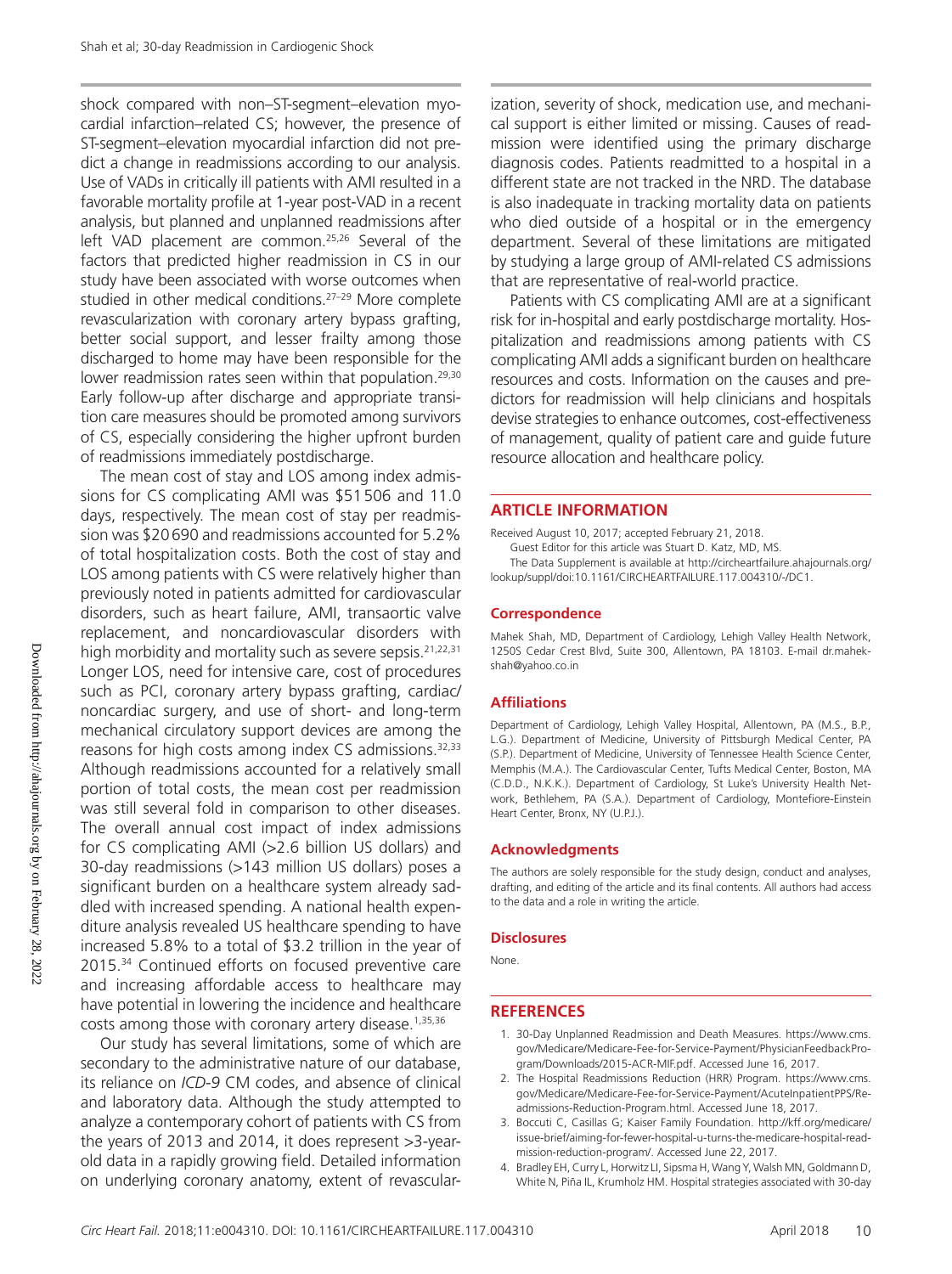shock compared with non–ST-segment–elevation myocardial infarction–related CS; however, the presence of ST-segment–elevation myocardial infarction did not predict a change in readmissions according to our analysis. Use of VADs in critically ill patients with AMI resulted in a favorable mortality profile at 1-year post-VAD in a recent analysis, but planned and unplanned readmissions after left VAD placement are common.[25,26] Several of the factors that predicted higher readmission in CS in our study have been associated with worse outcomes when studied in other medical conditions.[27–29] More complete revascularization with coronary artery bypass grafting, better social support, and lesser frailty among those discharged to home may have been responsible for the lower readmission rates seen within that population.[29,30] Early follow-up after discharge and appropriate transition care measures should be promoted among survivors of CS, especially considering the higher upfront burden of readmissions immediately postdischarge.

The mean cost of stay and LOS among index admissions for CS complicating AMI was $51 506 and 11.0 days, respectively. The mean cost of stay per readmission was $20 690 and readmissions accounted for 5.2% of total hospitalization costs. Both the cost of stay and LOS among patients with CS were relatively higher than previously noted in patients admitted for cardiovascular disorders, such as heart failure, AMI, transaortic valve replacement, and noncardiovascular disorders with high morbidity and mortality such as severe sepsis.[21,22,31] Longer LOS, need for intensive care, cost of procedures such as PCI, coronary artery bypass grafting, cardiac/noncardiac surgery, and use of short- and long-term mechanical circulatory support devices are among the reasons for high costs among index CS admissions.[32,33] Although readmissions accounted for a relatively small portion of total costs, the mean cost per readmission was still several fold in comparison to other diseases. The overall annual cost impact of index admissions for CS complicating AMI (>2.6 billion US dollars) and 30-day readmissions (>143 million US dollars) poses a significant burden on a healthcare system already saddled with increased spending. A national health expenditure analysis revealed US healthcare spending to have increased 5.8% to a total of $3.2 trillion in the year of 2015.[34] Continued efforts on focused preventive care and increasing affordable access to healthcare may have potential in lowering the incidence and healthcare costs among those with coronary artery disease.[1,35,36]

Our study has several limitations, some of which are secondary to the administrative nature of our database, its reliance on *ICD-9* CM codes, and absence of clinical and laboratory data. Although the study attempted to analyze a contemporary cohort of patients with CS from the years of 2013 and 2014, it does represent >3-year-old data in a rapidly growing field. Detailed information on underlying coronary anatomy, extent of revascularization, severity of shock, medication use, and mechanical support is either limited or missing. Causes of readmission were identified using the primary discharge diagnosis codes. Patients readmitted to a hospital in a different state are not tracked in the NRD. The database is also inadequate in tracking mortality data on patients who died outside of a hospital or in the emergency department. Several of these limitations are mitigated by studying a large group of AMI-related CS admissions that are representative of real-world practice.

Patients with CS complicating AMI are at a significant risk for in-hospital and early postdischarge mortality. Hospitalization and readmissions among patients with CS complicating AMI adds a significant burden on healthcare resources and costs. Information on the causes and predictors for readmission will help clinicians and hospitals devise strategies to enhance outcomes, cost-effectiveness of management, quality of patient care and guide future resource allocation and healthcare policy.

## ARTICLE INFORMATION

Received August 10, 2017; accepted February 21, 2018.

Guest Editor for this article was Stuart D. Katz, MD, MS.

The Data Supplement is available at http://circheartfailure.ahajournals.org/lookup/suppl/doi:10.1161/CIRCHEARTFAILURE.117.004310/-/DC1.

### Correspondence

Mahek Shah, MD, Department of Cardiology, Lehigh Valley Health Network, 1250S Cedar Crest Blvd, Suite 300, Allentown, PA 18103. E-mail dr.mahekshah@yahoo.co.in

### Affiliations

Department of Cardiology, Lehigh Valley Hospital, Allentown, PA (M.S., B.P., L.G.). Department of Medicine, University of Pittsburgh Medical Center, PA (S.P.). Department of Medicine, University of Tennessee Health Science Center, Memphis (M.A.). The Cardiovascular Center, Tufts Medical Center, Boston, MA (C.D.D., N.K.K.). Department of Cardiology, St Luke's University Health Network, Bethlehem, PA (S.A.). Department of Cardiology, Montefiore-Einstein Heart Center, Bronx, NY (U.P.J.).

### Acknowledgments

The authors are solely responsible for the study design, conduct and analyses, drafting, and editing of the article and its final contents. All authors had access to the data and a role in writing the article.

### Disclosures

None.

## REFERENCES

1. 30-Day Unplanned Readmission and Death Measures. https://www.cms.gov/Medicare/Medicare-Fee-for-Service-Payment/PhysicianFeedbackProgram/Downloads/2015-ACR-MIF.pdf. Accessed June 16, 2017.
2. The Hospital Readmissions Reduction (HRR) Program. https://www.cms.gov/Medicare/Medicare-Fee-for-Service-Payment/AcuteInpatientPPS/Readmissions-Reduction-Program.html. Accessed June 18, 2017.
3. Boccuti C, Casillas G; Kaiser Family Foundation. http://kff.org/medicare/issue-brief/aiming-for-fewer-hospital-u-turns-the-medicare-hospital-readmission-reduction-program/. Accessed June 22, 2017.
4. Bradley EH, Curry L, Horwitz LI, Sipsma H, Wang Y, Walsh MN, Goldmann D, White N, Piña IL, Krumholz HM. Hospital strategies associated with 30-day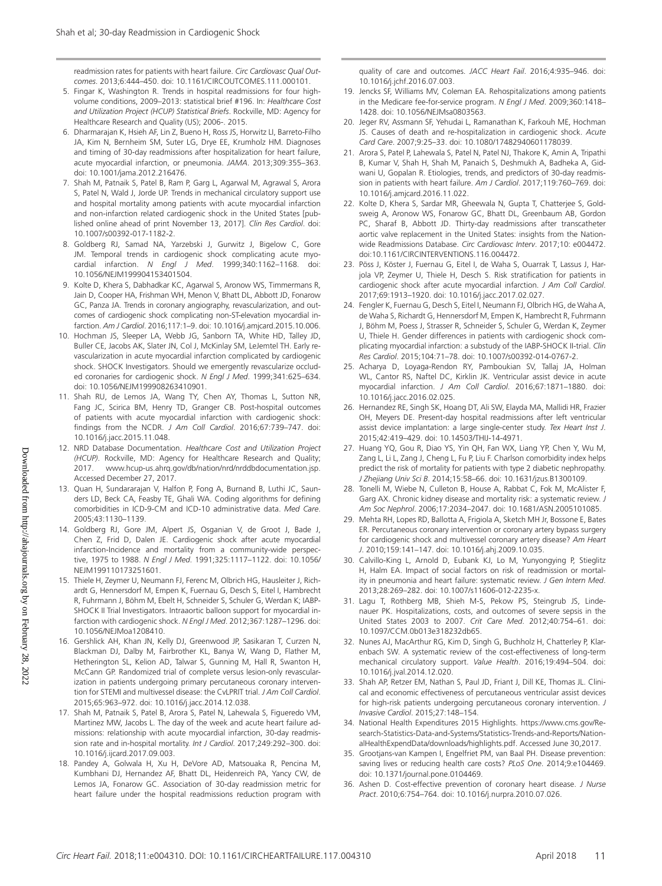readmission rates for patients with heart failure. *Circ Cardiovasc Qual Outcomes*. 2013;6:444–450. doi: 10.1161/CIRCOUTCOMES.111.000101.

5. Fingar K, Washington R. Trends in hospital readmissions for four high-volume conditions, 2009–2013: statistical brief #196. In: *Healthcare Cost and Utilization Project (HCUP) Statistical Briefs*. Rockville, MD: Agency for Healthcare Research and Quality (US); 2006-. 2015.
6. Dharmarajan K, Hsieh AF, Lin Z, Bueno H, Ross JS, Horwitz LI, Barreto-Filho JA, Kim N, Bernheim SM, Suter LG, Drye EE, Krumholz HM. Diagnoses and timing of 30-day readmissions after hospitalization for heart failure, acute myocardial infarction, or pneumonia. *JAMA*. 2013;309:355–363. doi: 10.1001/jama.2012.216476.
7. Shah M, Patnaik S, Patel B, Ram P, Garg L, Agarwal M, Agrawal S, Arora S, Patel N, Wald J, Jorde UP. Trends in mechanical circulatory support use and hospital mortality among patients with acute myocardial infarction and non-infarction related cardiogenic shock in the United States [published online ahead of print November 13, 2017]. *Clin Res Cardiol*. doi: 10.1007/s00392-017-1182-2.
8. Goldberg RJ, Samad NA, Yarzebski J, Gurwitz J, Bigelow C, Gore JM. Temporal trends in cardiogenic shock complicating acute myocardial infarction. *N Engl J Med*. 1999;340:1162–1168. doi: 10.1056/NEJM199904153401504.
9. Kolte D, Khera S, Dabhadkar KC, Agarwal S, Aronow WS, Timmermans R, Jain D, Cooper HA, Frishman WH, Menon V, Bhatt DL, Abbott JD, Fonarow GC, Panza JA. Trends in coronary angiography, revascularization, and outcomes of cardiogenic shock complicating non-ST-elevation myocardial infarction. *Am J Cardiol*. 2016;117:1–9. doi: 10.1016/j.amjcard.2015.10.006.
10. Hochman JS, Sleeper LA, Webb JG, Sanborn TA, White HD, Talley JD, Buller CE, Jacobs AK, Slater JN, Col J, McKinlay SM, LeJemtel TH. Early revascularization in acute myocardial infarction complicated by cardiogenic shock. SHOCK Investigators. Should we emergently revascularize occluded coronaries for cardiogenic shock. *N Engl J Med*. 1999;341:625–634. doi: 10.1056/NEJM199908263410901.
11. Shah RU, de Lemos JA, Wang TY, Chen AY, Thomas L, Sutton NR, Fang JC, Scirica BM, Henry TD, Granger CB. Post-hospital outcomes of patients with acute myocardial infarction with cardiogenic shock: findings from the NCDR. *J Am Coll Cardiol*. 2016;67:739–747. doi: 10.1016/j.jacc.2015.11.048.
12. NRD Database Documentation. *Healthcare Cost and Utilization Project (HCUP)*. Rockville, MD: Agency for Healthcare Research and Quality; 2017. www.hcup-us.ahrq.gov/db/nation/nrd/nrddbdocumentation.jsp. Accessed December 27, 2017.
13. Quan H, Sundararajan V, Halfon P, Fong A, Burnand B, Luthi JC, Saunders LD, Beck CA, Feasby TE, Ghali WA. Coding algorithms for defining comorbidities in ICD-9-CM and ICD-10 administrative data. *Med Care*. 2005;43:1130–1139.
14. Goldberg RJ, Gore JM, Alpert JS, Osganian V, de Groot J, Bade J, Chen Z, Frid D, Dalen JE. Cardiogenic shock after acute myocardial infarction-Incidence and mortality from a community-wide perspective, 1975 to 1988. *N Engl J Med*. 1991;325:1117–1122. doi: 10.1056/NEJM199110173251601.
15. Thiele H, Zeymer U, Neumann FJ, Ferenc M, Olbrich HG, Hausleiter J, Richardt G, Hennersdorf M, Empen K, Fuernau G, Desch S, Eitel I, Hambrecht R, Fuhrmann J, Böhm M, Ebelt H, Schneider S, Schuler G, Werdan K; IABP-SHOCK II Trial Investigators. Intraaortic balloon support for myocardial infarction with cardiogenic shock. *N Engl J Med*. 2012;367:1287–1296. doi: 10.1056/NEJMoa1208410.
16. Gershlick AH, Khan JN, Kelly DJ, Greenwood JP, Sasikaran T, Curzen N, Blackman DJ, Dalby M, Fairbrother KL, Banya W, Wang D, Flather M, Hetherington SL, Kelion AD, Talwar S, Gunning M, Hall R, Swanton H, McCann GP. Randomized trial of complete versus lesion-only revascularization in patients undergoing primary percutaneous coronary intervention for STEMI and multivessel disease: the CvLPRIT trial. *J Am Coll Cardiol*. 2015;65:963–972. doi: 10.1016/j.jacc.2014.12.038.
17. Shah M, Patnaik S, Patel B, Arora S, Patel N, Lahewala S, Figueredo VM, Martinez MW, Jacobs L. The day of the week and acute heart failure admissions: relationship with acute myocardial infarction, 30-day readmission rate and in-hospital mortality. *Int J Cardiol*. 2017;249:292–300. doi: 10.1016/j.ijcard.2017.09.003.
18. Pandey A, Golwala H, Xu H, DeVore AD, Matsouaka R, Pencina M, Kumbhani DJ, Hernandez AF, Bhatt DL, Heidenreich PA, Yancy CW, de Lemos JA, Fonarow GC. Association of 30-day readmission metric for heart failure under the hospital readmissions reduction program with quality of care and outcomes. *JACC Heart Fail*. 2016;4:935–946. doi: 10.1016/j.jchf.2016.07.003.
19. Jencks SF, Williams MV, Coleman EA. Rehospitalizations among patients in the Medicare fee-for-service program. *N Engl J Med*. 2009;360:1418–1428. doi: 10.1056/NEJMsa0803563.
20. Jeger RV, Assmann SF, Yehudai L, Ramanathan K, Farkouh ME, Hochman JS. Causes of death and re-hospitalization in cardiogenic shock. *Acute Card Care*. 2007;9:25–33. doi: 10.1080/17482940601178039.
21. Arora S, Patel P, Lahewala S, Patel N, Patel NJ, Thakore K, Amin A, Tripathi B, Kumar V, Shah H, Shah M, Panaich S, Deshmukh A, Badheka A, Gidwani U, Gopalan R. Etiologies, trends, and predictors of 30-day readmission in patients with heart failure. *Am J Cardiol*. 2017;119:760–769. doi: 10.1016/j.amjcard.2016.11.022.
22. Kolte D, Khera S, Sardar MR, Gheewala N, Gupta T, Chatterjee S, Goldsweig A, Aronow WS, Fonarow GC, Bhatt DL, Greenbaum AB, Gordon PC, Sharaf B, Abbott JD. Thirty-day readmissions after transcatheter aortic valve replacement in the United States: insights from the Nationwide Readmissions Database. *Circ Cardiovasc Interv*. 2017;10: e004472. doi:10.1161/CIRCINTERVENTIONS.116.004472.
23. Pöss J, Köster J, Fuernau G, Eitel I, de Waha S, Ouarrak T, Lassus J, Harjola VP, Zeymer U, Thiele H, Desch S. Risk stratification for patients in cardiogenic shock after acute myocardial infarction. *J Am Coll Cardiol*. 2017;69:1913–1920. doi: 10.1016/j.jacc.2017.02.027.
24. Fengler K, Fuernau G, Desch S, Eitel I, Neumann FJ, Olbrich HG, de Waha A, de Waha S, Richardt G, Hennersdorf M, Empen K, Hambrecht R, Fuhrmann J, Böhm M, Poess J, Strasser R, Schneider S, Schuler G, Werdan K, Zeymer U, Thiele H. Gender differences in patients with cardiogenic shock complicating myocardial infarction: a substudy of the IABP-SHOCK II-trial. *Clin Res Cardiol*. 2015;104:71–78. doi: 10.1007/s00392-014-0767-2.
25. Acharya D, Loyaga-Rendon RY, Pamboukian SV, Tallaj JA, Holman WL, Cantor RS, Naftel DC, Kirklin JK. Ventricular assist device in acute myocardial infarction. *J Am Coll Cardiol*. 2016;67:1871–1880. doi: 10.1016/j.jacc.2016.02.025.
26. Hernandez RE, Singh SK, Hoang DT, Ali SW, Elayda MA, Mallidi HR, Frazier OH, Meyers DE. Present-day hospital readmissions after left ventricular assist device implantation: a large single-center study. *Tex Heart Inst J*. 2015;42:419–429. doi: 10.14503/THIJ-14-4971.
27. Huang YQ, Gou R, Diao YS, Yin QH, Fan WX, Liang YP, Chen Y, Wu M, Zang L, Li L, Zang J, Cheng L, Fu P, Liu F. Charlson comorbidity index helps predict the risk of mortality for patients with type 2 diabetic nephropathy. *J Zhejiang Univ Sci B*. 2014;15:58–66. doi: 10.1631/jzus.B1300109.
28. Tonelli M, Wiebe N, Culleton B, House A, Rabbat C, Fok M, McAlister F, Garg AX. Chronic kidney disease and mortality risk: a systematic review. *J Am Soc Nephrol*. 2006;17:2034–2047. doi: 10.1681/ASN.2005101085.
29. Mehta RH, Lopes RD, Ballotta A, Frigiola A, Sketch MH Jr, Bossone E, Bates ER. Percutaneous coronary intervention or coronary artery bypass surgery for cardiogenic shock and multivessel coronary artery disease? *Am Heart J*. 2010;159:141–147. doi: 10.1016/j.ahj.2009.10.035.
30. Calvillo-King L, Arnold D, Eubank KJ, Lo M, Yunyongying P, Stieglitz H, Halm EA. Impact of social factors on risk of readmission or mortality in pneumonia and heart failure: systematic review. *J Gen Intern Med*. 2013;28:269–282. doi: 10.1007/s11606-012-2235-x.
31. Lagu T, Rothberg MB, Shieh M-S, Pekow PS, Steingrub JS, Lindenauer PK. Hospitalizations, costs, and outcomes of severe sepsis in the United States 2003 to 2007. *Crit Care Med*. 2012;40:754–61. doi: 10.1097/CCM.0b013e318232db65.
32. Nunes AJ, MacArthur RG, Kim D, Singh G, Buchholz H, Chatterley P, Klarenbach SW. A systematic review of the cost-effectiveness of long-term mechanical circulatory support. *Value Health*. 2016;19:494–504. doi: 10.1016/j.jval.2014.12.020.
33. Shah AP, Retzer EM, Nathan S, Paul JD, Friant J, Dill KE, Thomas JL. Clinical and economic effectiveness of percutaneous ventricular assist devices for high-risk patients undergoing percutaneous coronary intervention. *J Invasive Cardiol*. 2015;27:148–154.
34. National Health Expenditures 2015 Highlights. https://www.cms.gov/Research-Statistics-Data-and-Systems/Statistics-Trends-and-Reports/NationalHealthExpendData/downloads/highlights.pdf. Accessed June 30,2017.
35. Grootjans-van Kampen I, Engelfriet PM, van Baal PH. Disease prevention: saving lives or reducing health care costs? *PLoS One*. 2014;9:e104469. doi: 10.1371/journal.pone.0104469.
36. Ashen D. Cost-effective prevention of coronary heart disease. *J Nurse Pract*. 2010;6:754–764. doi: 10.1016/j.nurpra.2010.07.026.